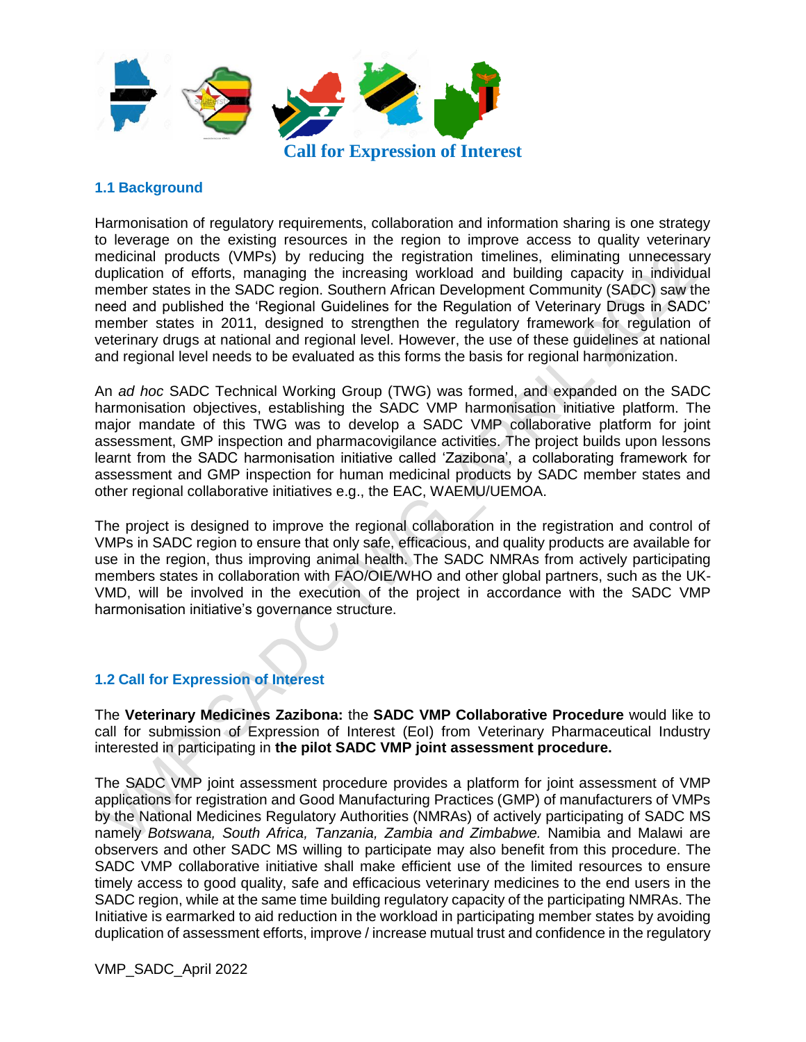# Call for Expression of Interest

## 1.1 Background

Harmonisation of regulatory requirements, collaboration and information sharing is one strategy to leverage on the existing resources in the region to improve access to quality veterinary medicinal products (VMPs) by reducing the registration timelines, eliminating unnecessary duplication of efforts, managing the increasing workload and building capacity in individual member states in the SADC region. Southern African Development Community (SADC) saw the need and published the 'Regional Guidelines for the Regulation of Veterinary Drugs in SADC' member states in 2011, designed to strengthen the regulatory framework for regulation of veterinary drugs at national and regional level. However, the use of these guidelines at national and regional level needs to be evaluated as this forms the basis for regional harmonization.

An *ad hoc* SADC Technical Working Group (TWG) was formed, and expanded on the SADC harmonisation objectives, establishing the SADC VMP harmonisation initiative platform. The major mandate of this TWG was to develop a SADC VMP collaborative platform for joint assessment, GMP inspection and pharmacovigilance activities. The project builds upon lessons learnt from the SADC harmonisation initiative called 'Zazibona', a collaborating framework for assessment and GMP inspection for human medicinal products by SADC member states and other regional collaborative initiatives e.g., the EAC, WAEMU/UEMOA.

The project is designed to improve the regional collaboration in the registration and control of VMPs in SADC region to ensure that only safe, efficacious, and quality products are available for use in the region, thus improving animal health. The SADC NMRAs from actively participating members states in collaboration with FAO/OIE/WHO and other global partners, such as the UK-VMD, will be involved in the execution of the project in accordance with the SADC VMP harmonisation initiative's governance structure.

## 1.2 Call for Expression of Interest

The **Veterinary Medicines Zazibona:** the **SADC VMP Collaborative Procedure** would like to call for submission of Expression of Interest (EoI) from Veterinary Pharmaceutical Industry interested in participating in **the pilot SADC VMP joint assessment procedure.**

The SADC VMP joint assessment procedure provides a platform for joint assessment of VMP applications for registration and Good Manufacturing Practices (GMP) of manufacturers of VMPs by the National Medicines Regulatory Authorities (NMRAs) of actively participating of SADC MS namely *Botswana, South Africa, Tanzania, Zambia and Zimbabwe.* Namibia and Malawi are observers and other SADC MS willing to participate may also benefit from this procedure. The SADC VMP collaborative initiative shall make efficient use of the limited resources to ensure timely access to good quality, safe and efficacious veterinary medicines to the end users in the SADC region, while at the same time building regulatory capacity of the participating NMRAs. The Initiative is earmarked to aid reduction in the workload in participating member states by avoiding duplication of assessment efforts, improve / increase mutual trust and confidence in the regulatory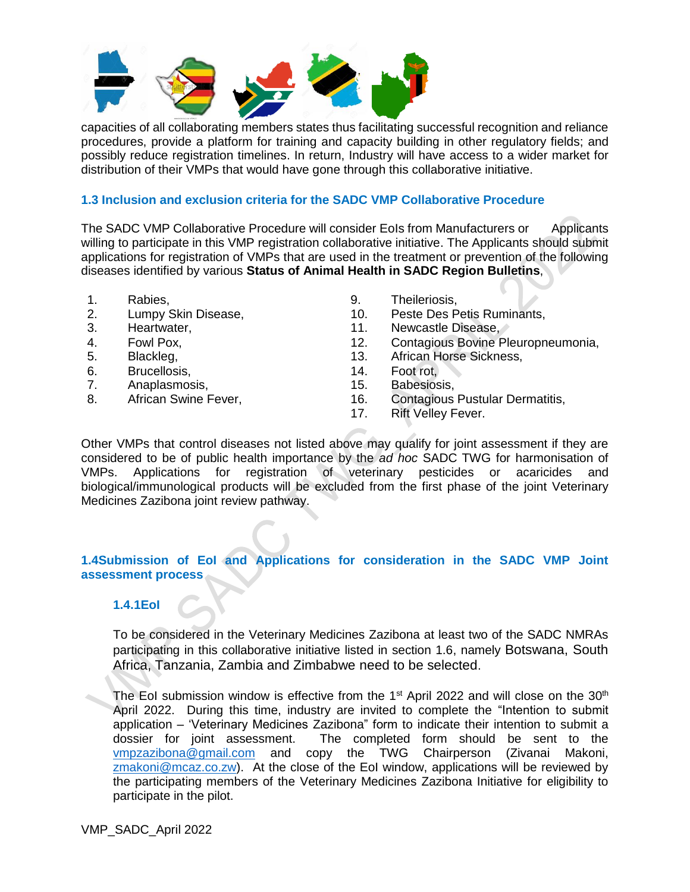capacities of all collaborating members states thus facilitating successful recognition and reliance procedures, provide a platform for training and capacity building in other regulatory fields; and possibly reduce registration timelines. In return, Industry will have access to a wider market for distribution of their VMPs that would have gone through this collaborative initiative.

### 1.3 Inclusion and exclusion criteria for the SADC VMP Collaborative Procedure

The SADC VMP Collaborative Procedure will consider EoIs from Manufacturers or Applicants willing to participate in this VMP registration collaborative initiative. The Applicants should submit applications for registration of VMPs that are used in the treatment or prevention of the following diseases identified by various **Status of Animal Health in SADC Region Bulletins**,

1. Rabies,
2. Lumpy Skin Disease,
3. Heartwater,
4. Fowl Pox,
5. Blackleg,
6. Brucellosis,
7. Anaplasmosis,
8. African Swine Fever,
9. Theileriosis,
10. Peste Des Petis Ruminants,
11. Newcastle Disease,
12. Contagious Bovine Pleuropneumonia,
13. African Horse Sickness,
14. Foot rot,
15. Babesiosis,
16. Contagious Pustular Dermatitis,
17. Rift Velley Fever.

Other VMPs that control diseases not listed above may qualify for joint assessment if they are considered to be of public health importance by the *ad hoc* SADC TWG for harmonisation of VMPs. Applications for registration of veterinary pesticides or acaricides and biological/immunological products will be excluded from the first phase of the joint Veterinary Medicines Zazibona joint review pathway.

### 1.4Submission of EoI and Applications for consideration in the SADC VMP Joint assessment process

#### 1.4.1EoI

To be considered in the Veterinary Medicines Zazibona at least two of the SADC NMRAs participating in this collaborative initiative listed in section 1.6, namely Botswana, South Africa, Tanzania, Zambia and Zimbabwe need to be selected.

The EoI submission window is effective from the 1st April 2022 and will close on the 30th April 2022. During this time, industry are invited to complete the "Intention to submit application – 'Veterinary Medicines Zazibona" form to indicate their intention to submit a dossier for joint assessment. The completed form should be sent to the vmpzazibona@gmail.com and copy the TWG Chairperson (Zivanai Makoni, zmakoni@mcaz.co.zw). At the close of the EoI window, applications will be reviewed by the participating members of the Veterinary Medicines Zazibona Initiative for eligibility to participate in the pilot.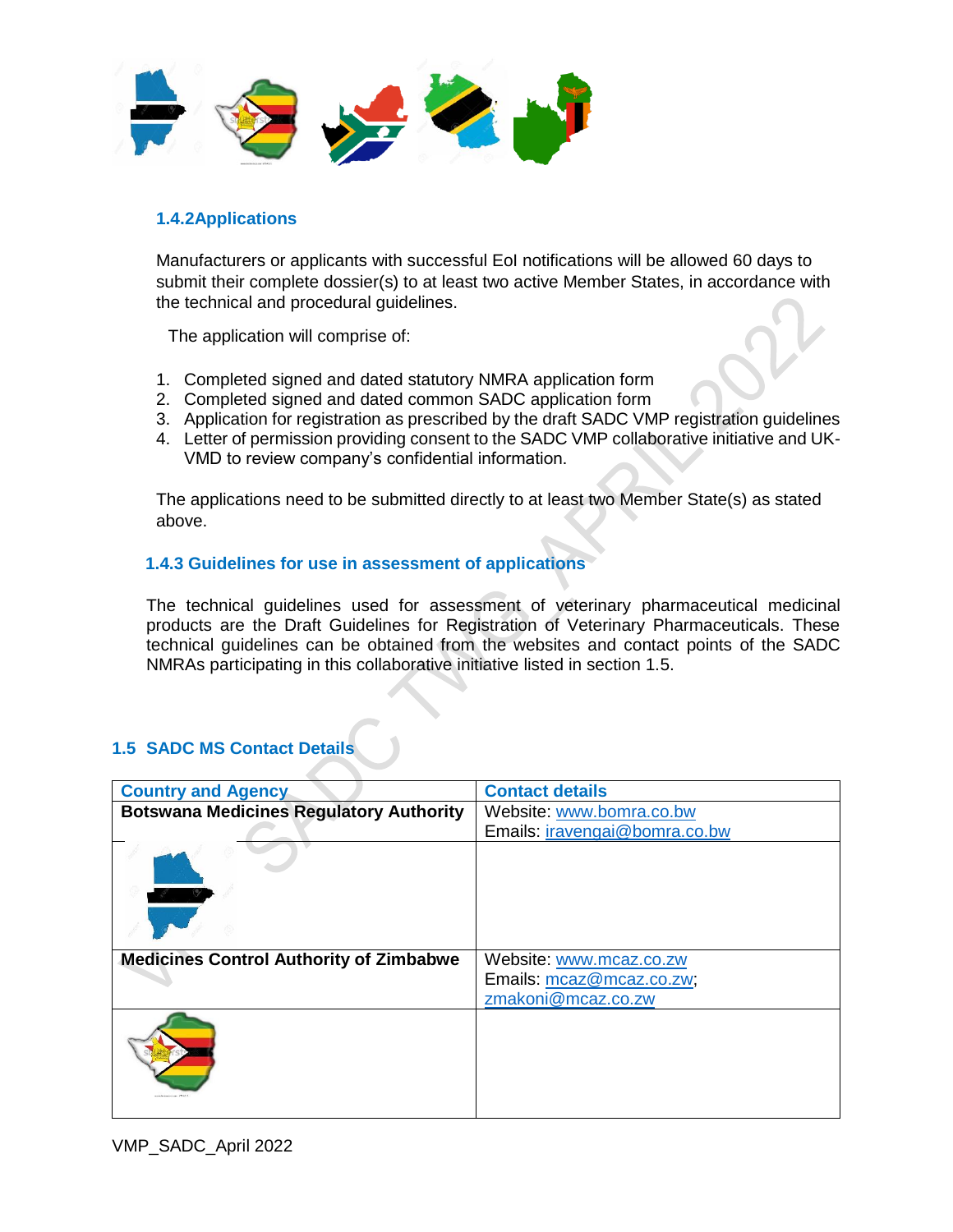### 1.4.2 Applications

Manufacturers or applicants with successful EoI notifications will be allowed 60 days to submit their complete dossier(s) to at least two active Member States, in accordance with the technical and procedural guidelines.

The application will comprise of:

1. Completed signed and dated statutory NMRA application form
2. Completed signed and dated common SADC application form
3. Application for registration as prescribed by the draft SADC VMP registration guidelines
4. Letter of permission providing consent to the SADC VMP collaborative initiative and UK-VMD to review company's confidential information.

The applications need to be submitted directly to at least two Member State(s) as stated above.

### 1.4.3 Guidelines for use in assessment of applications

The technical guidelines used for assessment of veterinary pharmaceutical medicinal products are the Draft Guidelines for Registration of Veterinary Pharmaceuticals. These technical guidelines can be obtained from the websites and contact points of the SADC NMRAs participating in this collaborative initiative listed in section 1.5.

## 1.5 SADC MS Contact Details

| Country and Agency | Contact details |
|---|---|
| **Botswana Medicines Regulatory Authority** | Website: www.bomra.co.bw<br>Emails: iravengai@bomra.co.bw |
| | |
| **Medicines Control Authority of Zimbabwe** | Website: www.mcaz.co.zw<br>Emails: mcaz@mcaz.co.zw; zmakoni@mcaz.co.zw |
| | |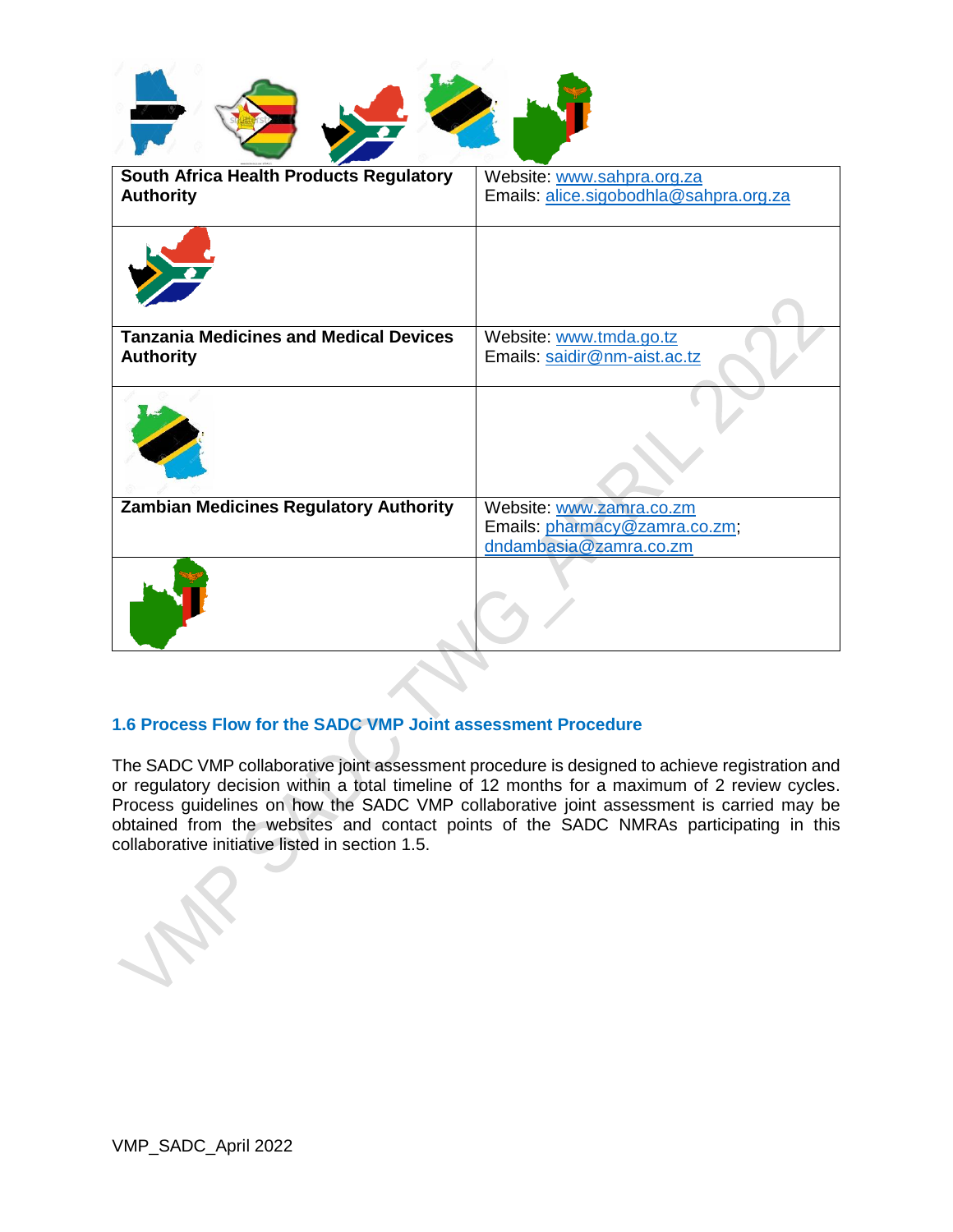| South Africa Health Products Regulatory Authority | Website: www.sahpra.org.za<br>Emails: alice.sigobodhla@sahpra.org.za |
|---|---|
| | |
| Tanzania Medicines and Medical Devices Authority | Website: www.tmda.go.tz<br>Emails: saidir@nm-aist.ac.tz |
| | |
| Zambian Medicines Regulatory Authority | Website: www.zamra.co.zm<br>Emails: pharmacy@zamra.co.zm; dndambasia@zamra.co.zm |
| | |

### 1.6 Process Flow for the SADC VMP Joint assessment Procedure

The SADC VMP collaborative joint assessment procedure is designed to achieve registration and or regulatory decision within a total timeline of 12 months for a maximum of 2 review cycles. Process guidelines on how the SADC VMP collaborative joint assessment is carried may be obtained from the websites and contact points of the SADC NMRAs participating in this collaborative initiative listed in section 1.5.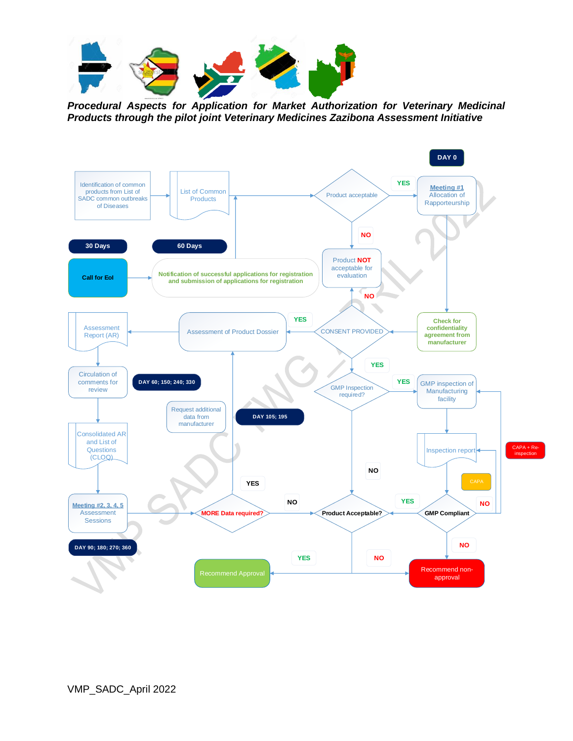***Procedural Aspects for Application for Market Authorization for Veterinary Medicinal Products through the pilot joint Veterinary Medicines Zazibona Assessment Initiative***

DAY 0

Identification of common products from List of SADC common outbreaks of Diseases

List of Common Products

Product acceptable

YES

Meeting #1
Allocation of Rapporteurship

NO

30 Days

60 Days

Product **NOT** acceptable for evaluation

Call for EoI

Notification of successful applications for registration and submission of applications for registration

NO

Assessment Report (AR)

Assessment of Product Dossier

YES

CONSENT PROVIDED

Check for confidentiality agreement from manufacturer

YES

Circulation of comments for review

DAY 60; 150; 240; 330

GMP Inspection required?

YES

GMP inspection of Manufacturing facility

Request additional data from manufacturer

DAY 105; 195

Consolidated AR and List of Questions (CLOQ)

NO

Inspection report

CAPA + Re-inspection

CAPA

YES

Meeting #2, 3, 4, 5
Assessment Sessions

NO

**MORE Data required?**

**Product Acceptable?**

YES

**GMP Compliant**

NO

DAY 90; 180; 270; 360

NO

YES

NO

Recommend Approval

Recommend non-approval

VMP_SADC_April 2022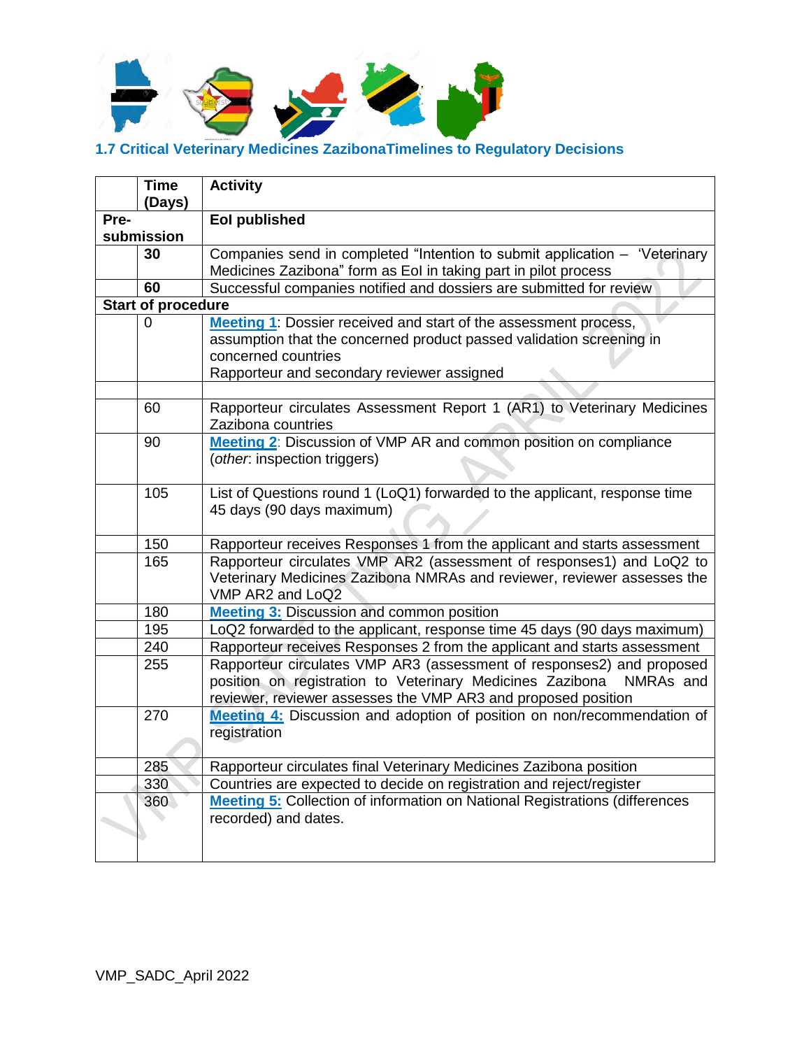### 1.7 Critical Veterinary Medicines ZazibonaTimelines to Regulatory Decisions

| | Time (Days) | Activity |
|---|---|---|
| **Pre-submission** | | **EoI published** |
| | **30** | Companies send in completed “Intention to submit application – ‘Veterinary Medicines Zazibona” form as EoI in taking part in pilot process |
| | **60** | Successful companies notified and dossiers are submitted for review |
| **Start of procedure** | | |
| | 0 | **Meeting 1**: Dossier received and start of the assessment process, assumption that the concerned product passed validation screening in concerned countries<br>Rapporteur and secondary reviewer assigned |
| | | |
| | 60 | Rapporteur circulates Assessment Report 1 (AR1) to Veterinary Medicines Zazibona countries |
| | 90 | **Meeting 2**: Discussion of VMP AR and common position on compliance (*other*: inspection triggers) |
| | 105 | List of Questions round 1 (LoQ1) forwarded to the applicant, response time 45 days (90 days maximum) |
| | 150 | Rapporteur receives Responses 1 from the applicant and starts assessment |
| | 165 | Rapporteur circulates VMP AR2 (assessment of responses1) and LoQ2 to Veterinary Medicines Zazibona NMRAs and reviewer, reviewer assesses the VMP AR2 and LoQ2 |
| | 180 | **Meeting 3:** Discussion and common position |
| | 195 | LoQ2 forwarded to the applicant, response time 45 days (90 days maximum) |
| | 240 | Rapporteur receives Responses 2 from the applicant and starts assessment |
| | 255 | Rapporteur circulates VMP AR3 (assessment of responses2) and proposed position on registration to Veterinary Medicines Zazibona NMRAs and reviewer, reviewer assesses the VMP AR3 and proposed position |
| | 270 | **Meeting 4:** Discussion and adoption of position on non/recommendation of registration |
| | 285 | Rapporteur circulates final Veterinary Medicines Zazibona position |
| | 330 | Countries are expected to decide on registration and reject/register |
| | 360 | **Meeting 5:** Collection of information on National Registrations (differences recorded) and dates. |